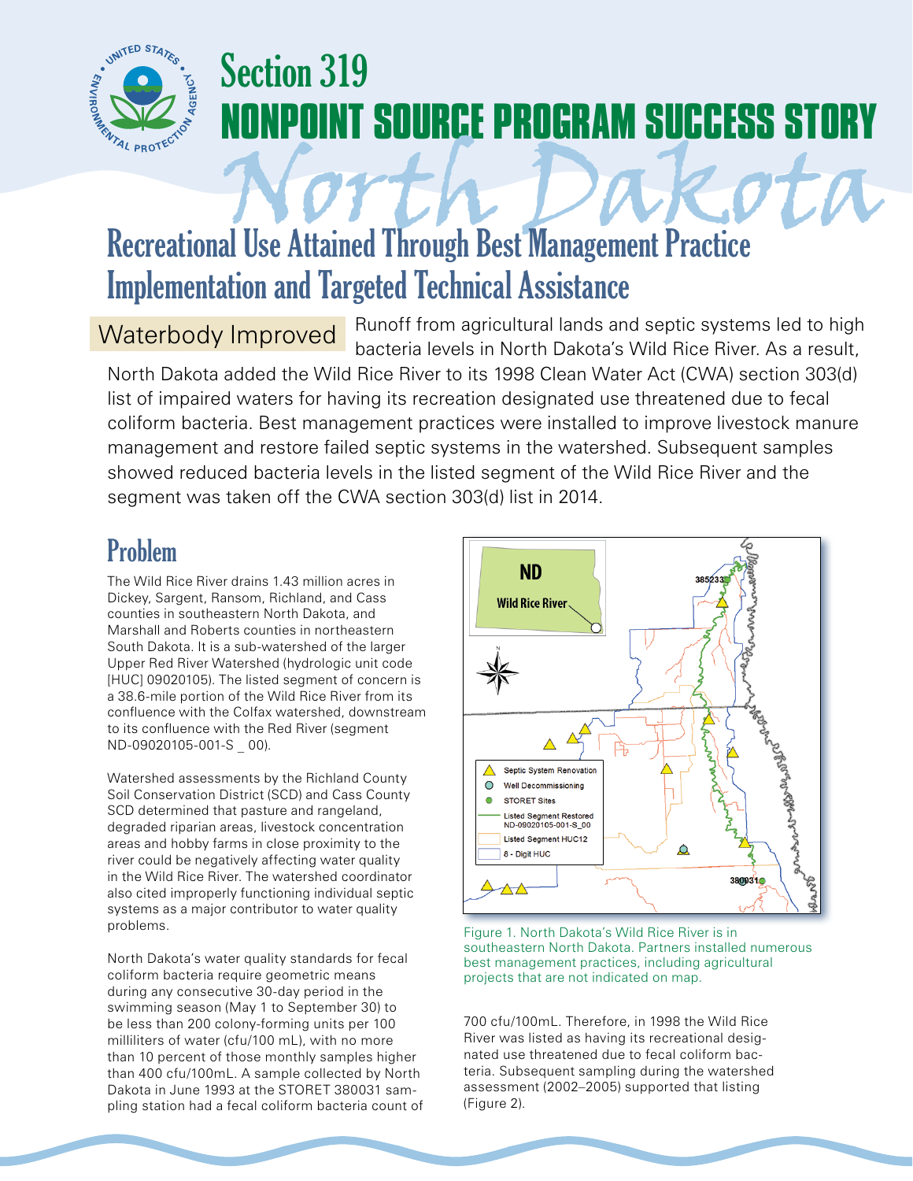# Section 319 NONPOINT SOURCE PROGRAM SUCCESS STORY

# North Dakota

## Recreational Use Attained Through Best Management Practice Implementation and Targeted Technical Assistance

**Waterbody Improved** Runoff from agricultural lands and septic systems led to high bacteria levels in North Dakota's Wild Rice River. As a result, North Dakota added the Wild Rice River to its 1998 Clean Water Act (CWA) section 303(d) list of impaired waters for having its recreation designated use threatened due to fecal coliform bacteria. Best management practices were installed to improve livestock manure management and restore failed septic systems in the watershed. Subsequent samples showed reduced bacteria levels in the listed segment of the Wild Rice River and the segment was taken off the CWA section 303(d) list in 2014.

## Problem

The Wild Rice River drains 1.43 million acres in Dickey, Sargent, Ransom, Richland, and Cass counties in southeastern North Dakota, and Marshall and Roberts counties in northeastern South Dakota. It is a sub-watershed of the larger Upper Red River Watershed (hydrologic unit code [HUC] 09020105). The listed segment of concern is a 38.6-mile portion of the Wild Rice River from its confluence with the Colfax watershed, downstream to its confluence with the Red River (segment ND-09020105-001-S _ 00).

Watershed assessments by the Richland County Soil Conservation District (SCD) and Cass County SCD determined that pasture and rangeland, degraded riparian areas, livestock concentration areas and hobby farms in close proximity to the river could be negatively affecting water quality in the Wild Rice River. The watershed coordinator also cited improperly functioning individual septic systems as a major contributor to water quality problems.

North Dakota's water quality standards for fecal coliform bacteria require geometric means during any consecutive 30-day period in the swimming season (May 1 to September 30) to be less than 200 colony-forming units per 100 milliliters of water (cfu/100 mL), with no more than 10 percent of those monthly samples higher than 400 cfu/100mL. A sample collected by North Dakota in June 1993 at the STORET 380031 sampling station had a fecal coliform bacteria count of 700 cfu/100mL. Therefore, in 1998 the Wild Rice River was listed as having its recreational designated use threatened due to fecal coliform bacteria. Subsequent sampling during the watershed assessment (2002–2005) supported that listing (Figure 2).

Figure 1. North Dakota's Wild Rice River is in southeastern North Dakota. Partners installed numerous best management practices, including agricultural projects that are not indicated on map.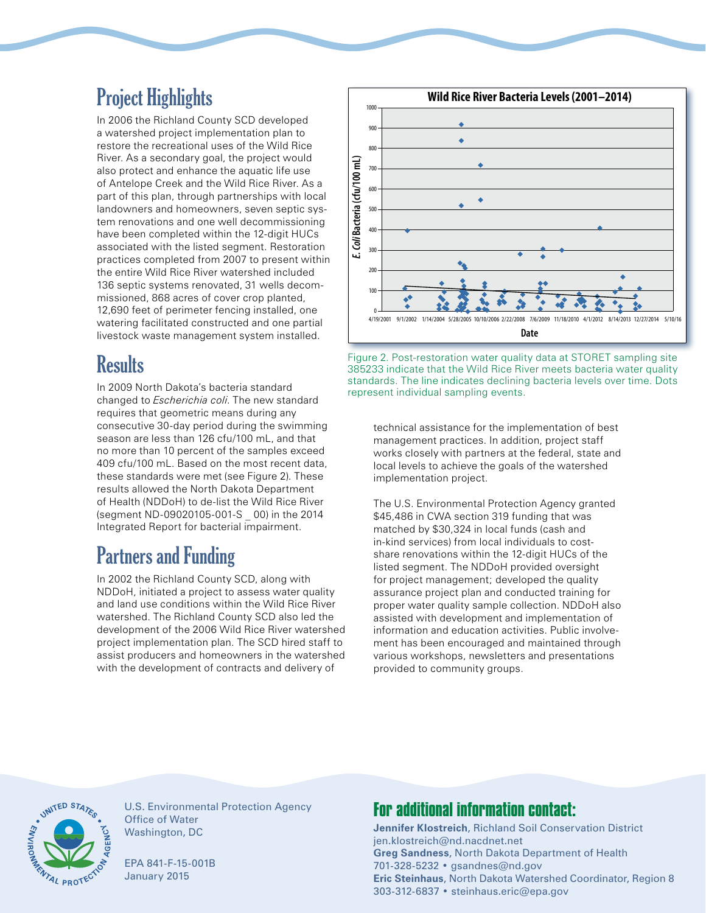## Project Highlights

In 2006 the Richland County SCD developed a watershed project implementation plan to restore the recreational uses of the Wild Rice River. As a secondary goal, the project would also protect and enhance the aquatic life use of Antelope Creek and the Wild Rice River. As a part of this plan, through partnerships with local landowners and homeowners, seven septic system renovations and one well decommissioning have been completed within the 12-digit HUCs associated with the listed segment. Restoration practices completed from 2007 to present within the entire Wild Rice River watershed included 136 septic systems renovated, 31 wells decommissioned, 868 acres of cover crop planted, 12,690 feet of perimeter fencing installed, one watering facilitated constructed and one partial livestock waste management system installed.

## Results

In 2009 North Dakota's bacteria standard changed to *Escherichia coli*. The new standard requires that geometric means during any consecutive 30-day period during the swimming season are less than 126 cfu/100 mL, and that no more than 10 percent of the samples exceed 409 cfu/100 mL. Based on the most recent data, these standards were met (see Figure 2). These results allowed the North Dakota Department of Health (NDDoH) to de-list the Wild Rice River (segment ND-09020105-001-S _ 00) in the 2014 Integrated Report for bacterial impairment.

## Partners and Funding

In 2002 the Richland County SCD, along with NDDoH, initiated a project to assess water quality and land use conditions within the Wild Rice River watershed. The Richland County SCD also led the development of the 2006 Wild Rice River watershed project implementation plan. The SCD hired staff to assist producers and homeowners in the watershed with the development of contracts and delivery of technical assistance for the implementation of best management practices. In addition, project staff works closely with partners at the federal, state and local levels to achieve the goals of the watershed implementation project.

The U.S. Environmental Protection Agency granted $45,486 in CWA section 319 funding that was matched by $30,324 in local funds (cash and in-kind services) from local individuals to cost-share renovations within the 12-digit HUCs of the listed segment. The NDDoH provided oversight for project management; developed the quality assurance project plan and conducted training for proper water quality sample collection. NDDoH also assisted with development and implementation of information and education activities. Public involvement has been encouraged and maintained through various workshops, newsletters and presentations provided to community groups.

**Wild Rice River Bacteria Levels (2001–2014)**

*E. Coli* Bacteria (cfu/100 mL)

1000
900
800
700
600
500
400
300
200
100
0

4/19/2001 9/1/2002 1/14/2004 5/28/2005 10/10/2006 2/22/2008 7/6/2009 11/18/2010 4/1/2012 8/14/2013 12/27/2014 5/10/16

Date

Figure 2. Post-restoration water quality data at STORET sampling site 385233 indicate that the Wild Rice River meets bacteria water quality standards. The line indicates declining bacteria levels over time. Dots represent individual sampling events.

U.S. Environmental Protection Agency
Office of Water
Washington, DC

EPA 841-F-15-001B
January 2015

### For additional information contact:

**Jennifer Klostreich**, Richland Soil Conservation District
jen.klostreich@nd.nacdnet.net
**Greg Sandness**, North Dakota Department of Health
701-328-5232 • gsandnes@nd.gov
**Eric Steinhaus**, North Dakota Watershed Coordinator, Region 8
303-312-6837 • steinhaus.eric@epa.gov